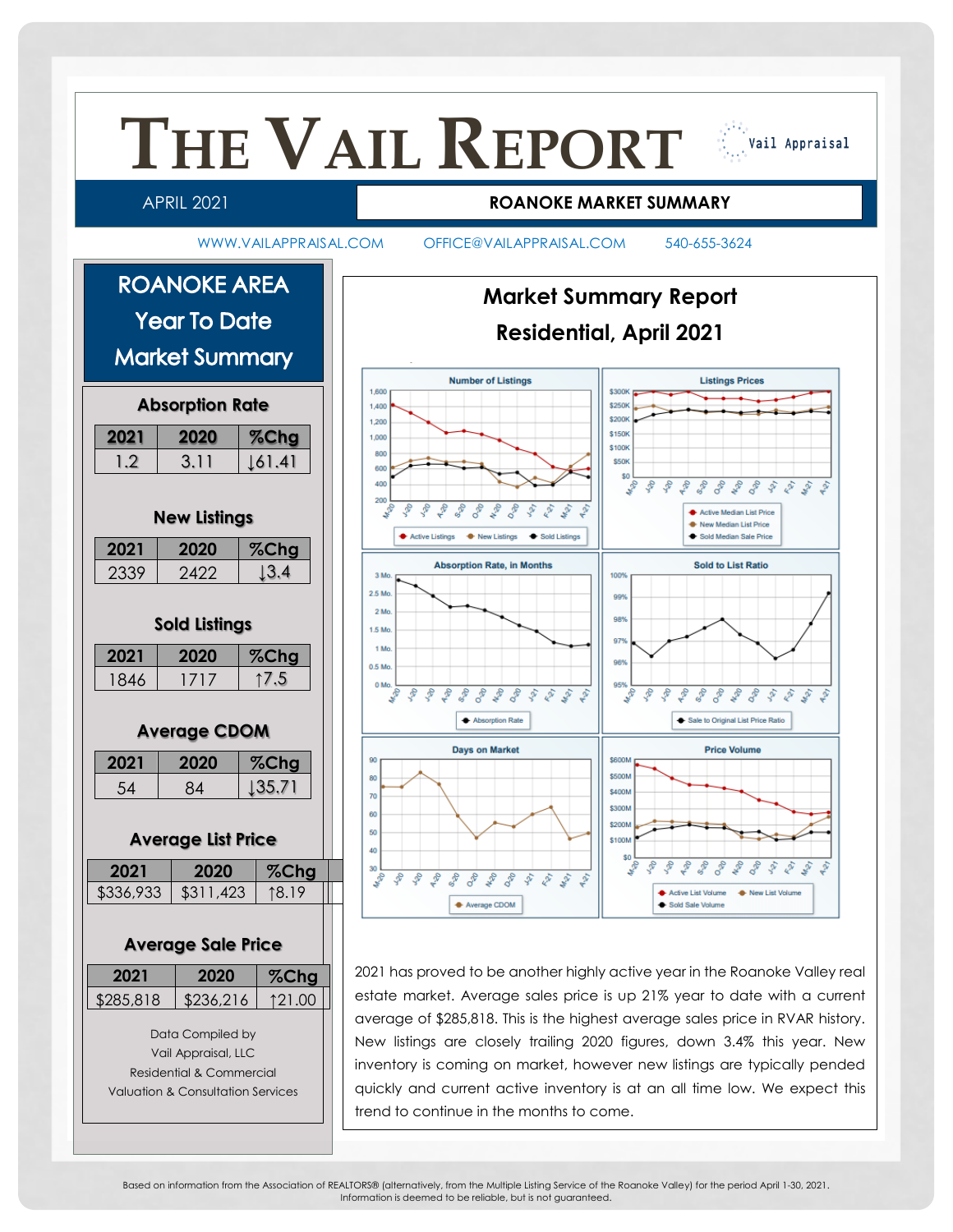# THE VAIL REPORT

Vail Appraisal

APRIL 2021

**ROANOKE MARKET SUMMARY**

WWW.VAILAPPRAISAL.COM OFFICE@VAILAPPRAISAL.COM 540-655-3624

## ROANOKE AREA Year To Date Market Summary

### Absorption Rate

| 2021 | 2020 | %Chg |
|---|---|---|
| 1.2 | 3.11 | ↓61.41 |

### New Listings

| 2021 | 2020 | %Chg |
|---|---|---|
| 2339 | 2422 | ↓3.4 |

### Sold Listings

| 2021 | 2020 | %Chg |
|---|---|---|
| 1846 | 1717 | ↑7.5 |

### Average CDOM

| 2021 | 2020 | %Chg |
|---|---|---|
| 54 | 84 | ↓35.71 |

### Average List Price

| 2021 | 2020 | %Chg |
|---|---|---|
| $336,933 | $311,423 | ↑8.19 |

### Average Sale Price

| 2021 | 2020 | %Chg |
|---|---|---|
| $285,818 | $236,216 | ↑21.00 |

Data Compiled by
Vail Appraisal, LLC
Residential & Commercial
Valuation & Consultation Services

## Market Summary Report
## Residential, April 2021

2021 has proved to be another highly active year in the Roanoke Valley real estate market. Average sales price is up 21% year to date with a current average of $285,818. This is the highest average sales price in RVAR history. New listings are closely trailing 2020 figures, down 3.4% this year. New inventory is coming on market, however new listings are typically pended quickly and current active inventory is at an all time low. We expect this trend to continue in the months to come.

Based on information from the Association of REALTORS® (alternatively, from the Multiple Listing Service of the Roanoke Valley) for the period April 1-30, 2021. Information is deemed to be reliable, but is not guaranteed.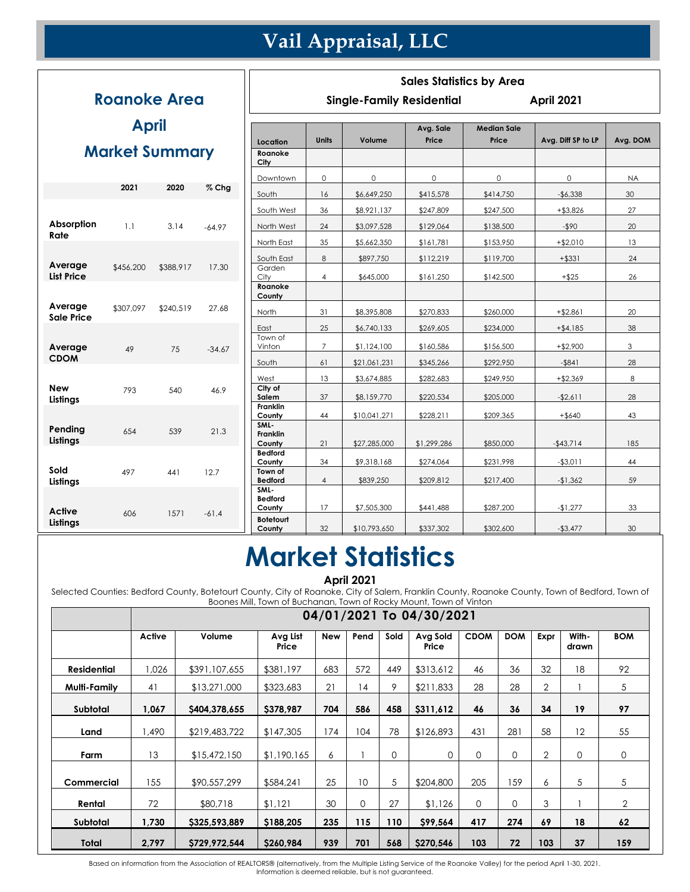# Vail Appraisal, LLC

## Roanoke Area April Market Summary

| | 2021 | 2020 | % Chg |
|---|---|---|---|
| Absorption Rate | 1.1 | 3.14 | -64.97 |
| Average List Price | $456,200 | $388,917 | 17.30 |
| Average Sale Price | $307,097 | $240,519 | 27.68 |
| Average CDOM | 49 | 75 | -34.67 |
| New Listings | 793 | 540 | 46.9 |
| Pending Listings | 654 | 539 | 21.3 |
| Sold Listings | 497 | 441 | 12.7 |
| Active Listings | 606 | 1571 | -61.4 |

## Sales Statistics by Area

**Single-Family Residential** **April 2021**

| Location | Units | Volume | Avg. Sale Price | Median Sale Price | Avg. Diff SP to LP | Avg. DOM |
|---|---|---|---|---|---|---|
| **Roanoke City** | | | | | | |
| Downtown | 0 | 0 | 0 | 0 | 0 | NA |
| South | 16 | $6,649,250 | $415,578 | $414,750 | -$6,338 | 30 |
| South West | 36 | $8,921,137 | $247,809 | $247,500 | +$3,826 | 27 |
| North West | 24 | $3,097,528 | $129,064 | $138,500 | -$90 | 20 |
| North East | 35 | $5,662,350 | $161,781 | $153,950 | +$2,010 | 13 |
| South East | 8 | $897,750 | $112,219 | $119,700 | +$331 | 24 |
| Garden City | 4 | $645,000 | $161,250 | $142,500 | +$25 | 26 |
| **Roanoke County** | | | | | | |
| North | 31 | $8,395,808 | $270,833 | $260,000 | +$2,861 | 20 |
| East | 25 | $6,740,133 | $269,605 | $234,000 | +$4,185 | 38 |
| Town of Vinton | 7 | $1,124,100 | $160,586 | $156,500 | +$2,900 | 3 |
| South | 61 | $21,061,231 | $345,266 | $292,950 | -$841 | 28 |
| West | 13 | $3,674,885 | $282,683 | $249,950 | +$2,369 | 8 |
| **City of Salem** | 37 | $8,159,770 | $220,534 | $205,000 | -$2,611 | 28 |
| **Franklin County** | 44 | $10,041,271 | $228,211 | $209,365 | +$640 | 43 |
| **SML-Franklin County** | 21 | $27,285,000 | $1,299,286 | $850,000 | -$43,714 | 185 |
| **Bedford County** | 34 | $9,318,168 | $274,064 | $231,998 | -$3,011 | 44 |
| **Town of Bedford** | 4 | $839,250 | $209,812 | $217,400 | -$1,362 | 59 |
| **SML-Bedford County** | 17 | $7,505,300 | $441,488 | $287,200 | -$1,277 | 33 |
| **Botetourt County** | 32 | $10,793,650 | $337,302 | $302,600 | -$3,477 | 30 |

# Market Statistics

**April 2021**

Selected Counties: Bedford County, Botetourt County, City of Roanoke, City of Salem, Franklin County, Roanoke County, Town of Bedford, Town of Boones Mill, Town of Buchanan, Town of Rocky Mount, Town of Vinton

| | 04/01/2021 To 04/30/2021 | | | | | | | | | | | |
|---|---|---|---|---|---|---|---|---|---|---|---|---|
| | Active | Volume | Avg List Price | New | Pend | Sold | Avg Sold Price | CDOM | DOM | Expr | With-drawn | BOM |
| **Residential** | 1,026 | $391,107,655 | $381,197 | 683 | 572 | 449 | $313,612 | 46 | 36 | 32 | 18 | 92 |
| **Multi-Family** | 41 | $13,271,000 | $323,683 | 21 | 14 | 9 | $211,833 | 28 | 28 | 2 | 1 | 5 |
| **Subtotal** | **1,067** | **$404,378,655** | **$378,987** | **704** | **586** | **458** | **$311,612** | **46** | **36** | **34** | **19** | **97** |
| **Land** | 1,490 | $219,483,722 | $147,305 | 174 | 104 | 78 | $126,893 | 431 | 281 | 58 | 12 | 55 |
| **Farm** | 13 | $15,472,150 | $1,190,165 | 6 | 1 | 0 | 0 | 0 | 0 | 2 | 0 | 0 |
| **Commercial** | 155 | $90,557,299 | $584,241 | 25 | 10 | 5 | $204,800 | 205 | 159 | 6 | 5 | 5 |
| **Rental** | 72 | $80,718 | $1,121 | 30 | 0 | 27 | $1,126 | 0 | 0 | 3 | 1 | 2 |
| **Subtotal** | **1,730** | **$325,593,889** | **$188,205** | **235** | **115** | **110** | **$99,564** | **417** | **274** | **69** | **18** | **62** |
| **Total** | **2,797** | **$729,972,544** | **$260,984** | **939** | **701** | **568** | **$270,546** | **103** | **72** | **103** | **37** | **159** |

Based on information from the Association of REALTORS® (alternatively, from the Multiple Listing Service of the Roanoke Valley) for the period April 1-30, 2021. Information is deemed reliable, but is not guaranteed.